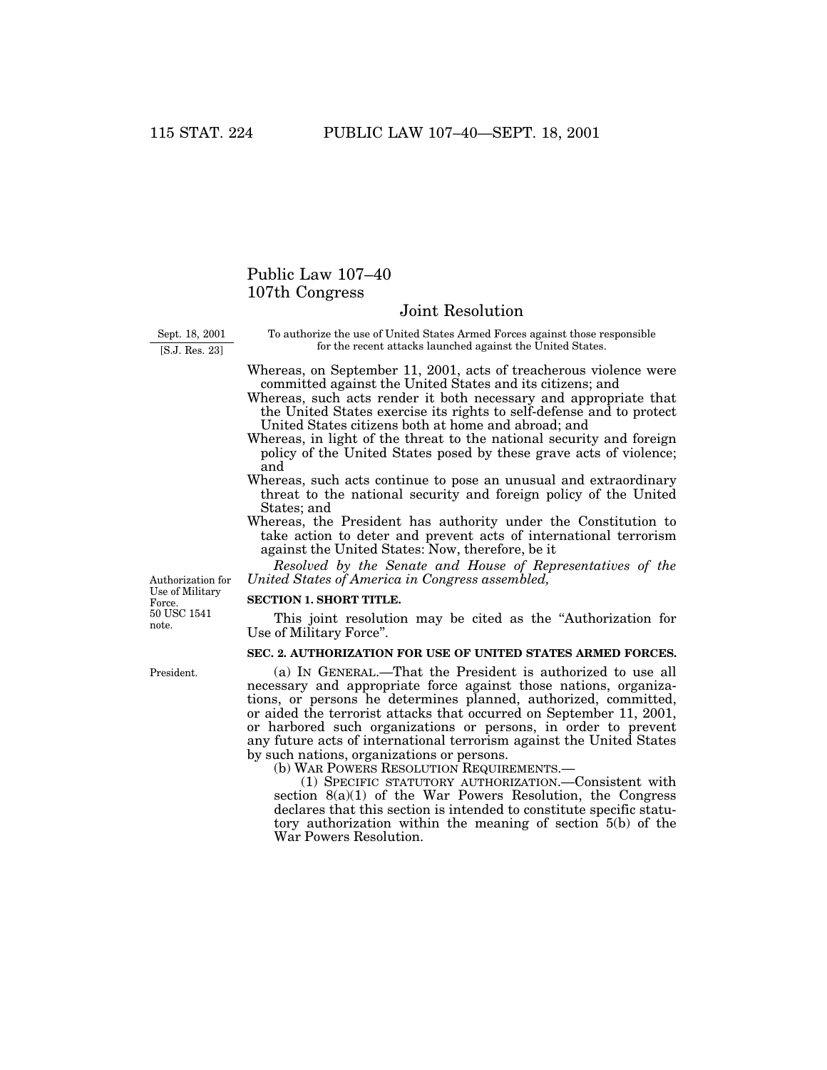# Public Law 107–40
# 107th Congress

## Joint Resolution

Sept. 18, 2001
[S.J. Res. 23]

To authorize the use of United States Armed Forces against those responsible for the recent attacks launched against the United States.

Whereas, on September 11, 2001, acts of treacherous violence were committed against the United States and its citizens; and

Whereas, such acts render it both necessary and appropriate that the United States exercise its rights to self-defense and to protect United States citizens both at home and abroad; and

Whereas, in light of the threat to the national security and foreign policy of the United States posed by these grave acts of violence; and

Whereas, such acts continue to pose an unusual and extraordinary threat to the national security and foreign policy of the United States; and

Whereas, the President has authority under the Constitution to take action to deter and prevent acts of international terrorism against the United States: Now, therefore, be it

*Resolved by the Senate and House of Representatives of the United States of America in Congress assembled,*

Authorization for Use of Military Force. 50 USC 1541 note.

**SECTION 1. SHORT TITLE.**

This joint resolution may be cited as the "Authorization for Use of Military Force".

**SEC. 2. AUTHORIZATION FOR USE OF UNITED STATES ARMED FORCES.**

President.

(a) IN GENERAL.—That the President is authorized to use all necessary and appropriate force against those nations, organizations, or persons he determines planned, authorized, committed, or aided the terrorist attacks that occurred on September 11, 2001, or harbored such organizations or persons, in order to prevent any future acts of international terrorism against the United States by such nations, organizations or persons.

(b) WAR POWERS RESOLUTION REQUIREMENTS.—

(1) SPECIFIC STATUTORY AUTHORIZATION.—Consistent with section 8(a)(1) of the War Powers Resolution, the Congress declares that this section is intended to constitute specific statutory authorization within the meaning of section 5(b) of the War Powers Resolution.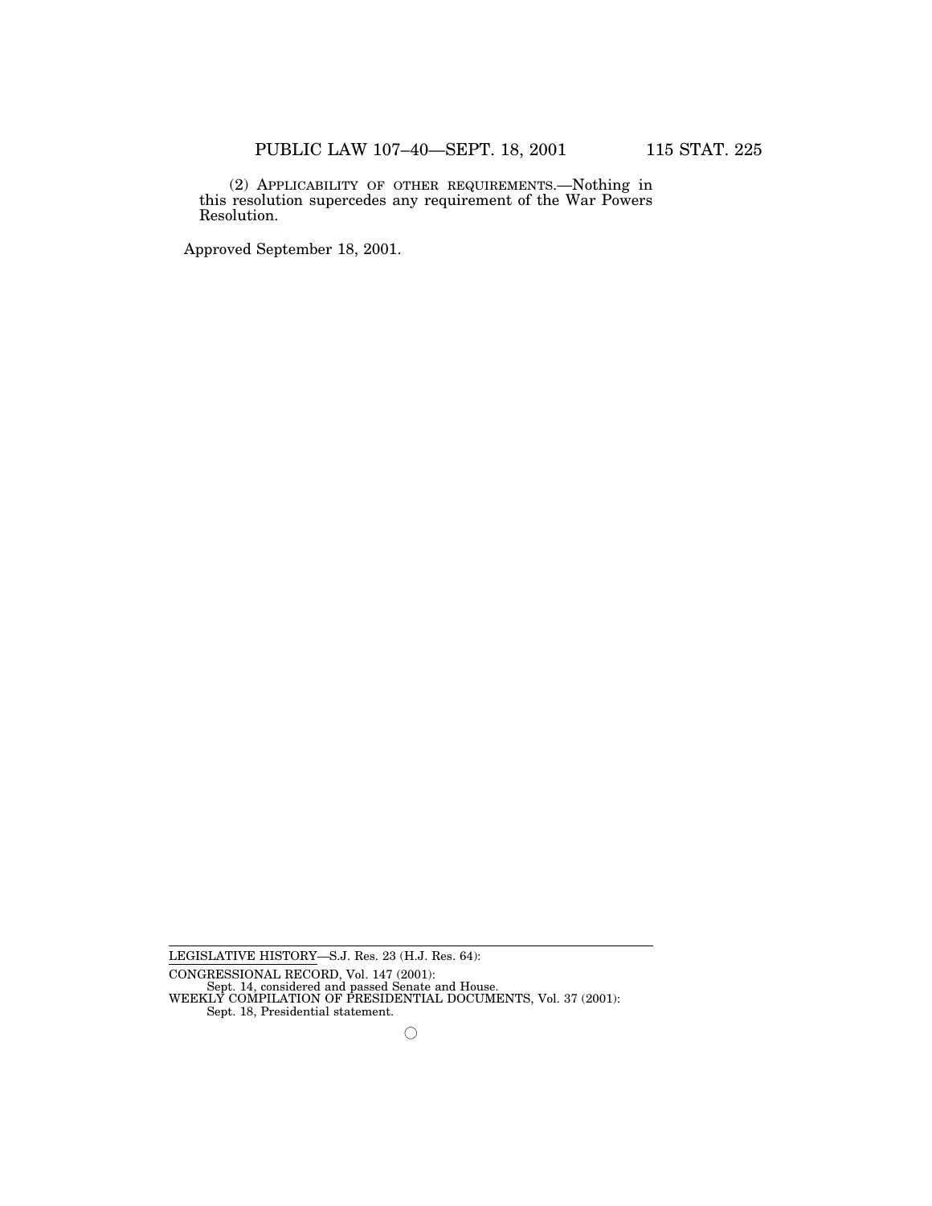(2) Applicability of other requirements.—Nothing in this resolution supercedes any requirement of the War Powers Resolution.

Approved September 18, 2001.

---

LEGISLATIVE HISTORY—S.J. Res. 23 (H.J. Res. 64):

CONGRESSIONAL RECORD, Vol. 147 (2001):
Sept. 14, considered and passed Senate and House.

WEEKLY COMPILATION OF PRESIDENTIAL DOCUMENTS, Vol. 37 (2001):
Sept. 18, Presidential statement.